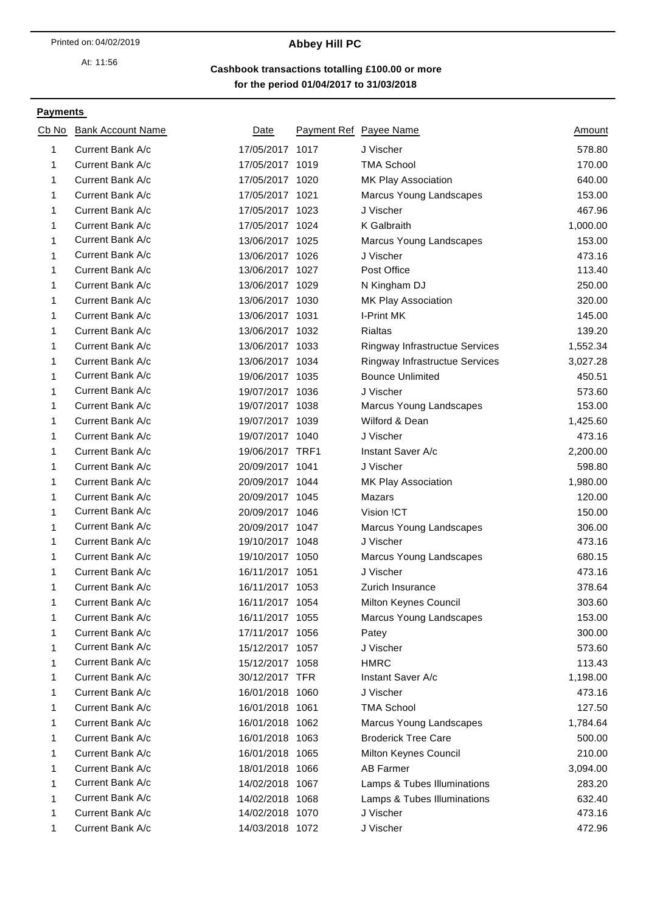Printed on: 04/02/2019

At: 11:56

# Abbey Hill PC

**Cashbook transactions totalling £100.00 or more for the period 01/04/2017 to 31/03/2018**

## Payments

| Cb No | Bank Account Name | Date | Payment Ref | Payee Name | Amount |
|---|---|---|---|---|---|
| 1 | Current Bank A/c | 17/05/2017 | 1017 | J Vischer | 578.80 |
| 1 | Current Bank A/c | 17/05/2017 | 1019 | TMA School | 170.00 |
| 1 | Current Bank A/c | 17/05/2017 | 1020 | MK Play Association | 640.00 |
| 1 | Current Bank A/c | 17/05/2017 | 1021 | Marcus Young Landscapes | 153.00 |
| 1 | Current Bank A/c | 17/05/2017 | 1023 | J Vischer | 467.96 |
| 1 | Current Bank A/c | 17/05/2017 | 1024 | K Galbraith | 1,000.00 |
| 1 | Current Bank A/c | 13/06/2017 | 1025 | Marcus Young Landscapes | 153.00 |
| 1 | Current Bank A/c | 13/06/2017 | 1026 | J Vischer | 473.16 |
| 1 | Current Bank A/c | 13/06/2017 | 1027 | Post Office | 113.40 |
| 1 | Current Bank A/c | 13/06/2017 | 1029 | N Kingham DJ | 250.00 |
| 1 | Current Bank A/c | 13/06/2017 | 1030 | MK Play Association | 320.00 |
| 1 | Current Bank A/c | 13/06/2017 | 1031 | I-Print MK | 145.00 |
| 1 | Current Bank A/c | 13/06/2017 | 1032 | Rialtas | 139.20 |
| 1 | Current Bank A/c | 13/06/2017 | 1033 | Ringway Infrastructue Services | 1,552.34 |
| 1 | Current Bank A/c | 13/06/2017 | 1034 | Ringway Infrastructue Services | 3,027.28 |
| 1 | Current Bank A/c | 19/06/2017 | 1035 | Bounce Unlimited | 450.51 |
| 1 | Current Bank A/c | 19/07/2017 | 1036 | J Vischer | 573.60 |
| 1 | Current Bank A/c | 19/07/2017 | 1038 | Marcus Young Landscapes | 153.00 |
| 1 | Current Bank A/c | 19/07/2017 | 1039 | Wilford & Dean | 1,425.60 |
| 1 | Current Bank A/c | 19/07/2017 | 1040 | J Vischer | 473.16 |
| 1 | Current Bank A/c | 19/06/2017 | TRF1 | Instant Saver A/c | 2,200.00 |
| 1 | Current Bank A/c | 20/09/2017 | 1041 | J Vischer | 598.80 |
| 1 | Current Bank A/c | 20/09/2017 | 1044 | MK Play Association | 1,980.00 |
| 1 | Current Bank A/c | 20/09/2017 | 1045 | Mazars | 120.00 |
| 1 | Current Bank A/c | 20/09/2017 | 1046 | Vision !CT | 150.00 |
| 1 | Current Bank A/c | 20/09/2017 | 1047 | Marcus Young Landscapes | 306.00 |
| 1 | Current Bank A/c | 19/10/2017 | 1048 | J Vischer | 473.16 |
| 1 | Current Bank A/c | 19/10/2017 | 1050 | Marcus Young Landscapes | 680.15 |
| 1 | Current Bank A/c | 16/11/2017 | 1051 | J Vischer | 473.16 |
| 1 | Current Bank A/c | 16/11/2017 | 1053 | Zurich Insurance | 378.64 |
| 1 | Current Bank A/c | 16/11/2017 | 1054 | Milton Keynes Council | 303.60 |
| 1 | Current Bank A/c | 16/11/2017 | 1055 | Marcus Young Landscapes | 153.00 |
| 1 | Current Bank A/c | 17/11/2017 | 1056 | Patey | 300.00 |
| 1 | Current Bank A/c | 15/12/2017 | 1057 | J Vischer | 573.60 |
| 1 | Current Bank A/c | 15/12/2017 | 1058 | HMRC | 113.43 |
| 1 | Current Bank A/c | 30/12/2017 | TFR | Instant Saver A/c | 1,198.00 |
| 1 | Current Bank A/c | 16/01/2018 | 1060 | J Vischer | 473.16 |
| 1 | Current Bank A/c | 16/01/2018 | 1061 | TMA School | 127.50 |
| 1 | Current Bank A/c | 16/01/2018 | 1062 | Marcus Young Landscapes | 1,784.64 |
| 1 | Current Bank A/c | 16/01/2018 | 1063 | Broderick Tree Care | 500.00 |
| 1 | Current Bank A/c | 16/01/2018 | 1065 | Milton Keynes Council | 210.00 |
| 1 | Current Bank A/c | 18/01/2018 | 1066 | AB Farmer | 3,094.00 |
| 1 | Current Bank A/c | 14/02/2018 | 1067 | Lamps & Tubes Illuminations | 283.20 |
| 1 | Current Bank A/c | 14/02/2018 | 1068 | Lamps & Tubes Illuminations | 632.40 |
| 1 | Current Bank A/c | 14/02/2018 | 1070 | J Vischer | 473.16 |
| 1 | Current Bank A/c | 14/03/2018 | 1072 | J Vischer | 472.96 |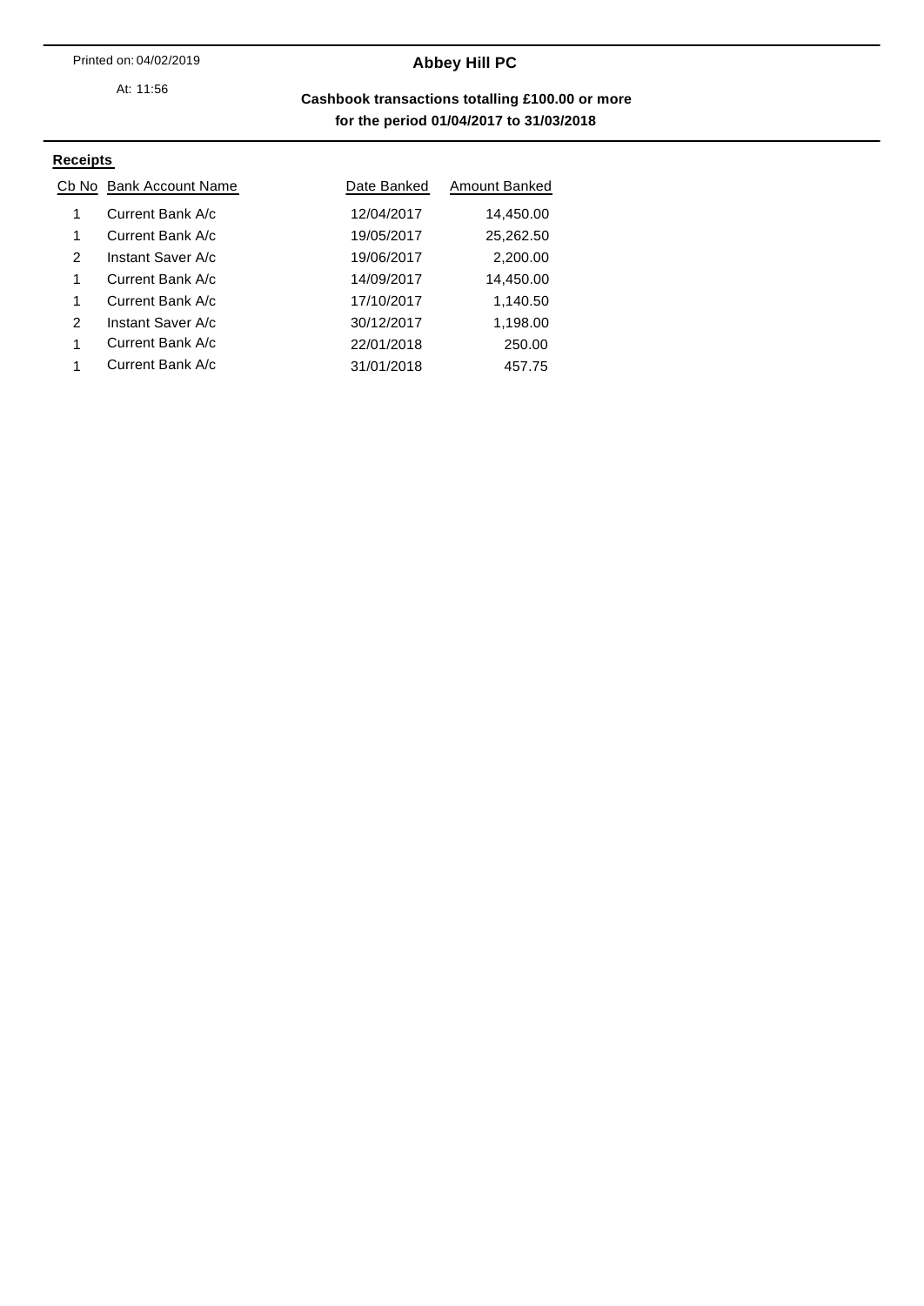Printed on: 04/02/2019

At: 11:56

# Abbey Hill PC

## Cashbook transactions totalling £100.00 or more for the period 01/04/2017 to 31/03/2018

### Receipts

| Cb No | Bank Account Name | Date Banked | Amount Banked |
|---|---|---|---|
| 1 | Current Bank A/c | 12/04/2017 | 14,450.00 |
| 1 | Current Bank A/c | 19/05/2017 | 25,262.50 |
| 2 | Instant Saver A/c | 19/06/2017 | 2,200.00 |
| 1 | Current Bank A/c | 14/09/2017 | 14,450.00 |
| 1 | Current Bank A/c | 17/10/2017 | 1,140.50 |
| 2 | Instant Saver A/c | 30/12/2017 | 1,198.00 |
| 1 | Current Bank A/c | 22/01/2018 | 250.00 |
| 1 | Current Bank A/c | 31/01/2018 | 457.75 |